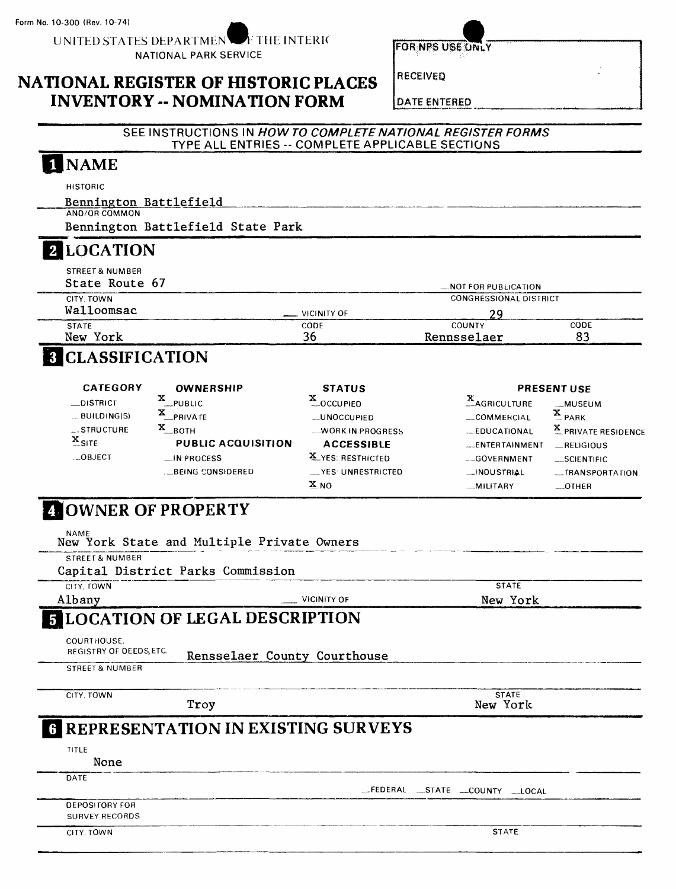Form No. 10-300 (Rev. 10-74)

UNITED STATES DEPARTMENT OF THE INTERIOR
NATIONAL PARK SERVICE

# NATIONAL REGISTER OF HISTORIC PLACES INVENTORY -- NOMINATION FORM

FOR NPS USE ONLY

RECEIVED

DATE ENTERED

SEE INSTRUCTIONS IN *HOW TO COMPLETE NATIONAL REGISTER FORMS*
TYPE ALL ENTRIES -- COMPLETE APPLICABLE SECTIONS

## 1 NAME

HISTORIC
Bennington Battlefield

AND/OR COMMON
Bennington Battlefield State Park

## 2 LOCATION

STREET & NUMBER
State Route 67

__NOT FOR PUBLICATION

CITY, TOWN
Walloomsac

__ VICINITY OF

CONGRESSIONAL DISTRICT
29

| STATE | CODE | COUNTY | CODE |
|---|---|---|---|
| New York | 36 | Rensselaer | 83 |

## 3 CLASSIFICATION

| CATEGORY | OWNERSHIP | STATUS | PRESENT USE | |
|---|---|---|---|---|
| __DISTRICT | X PUBLIC | X OCCUPIED | X AGRICULTURE | __MUSEUM |
| __BUILDING(S) | X PRIVATE | __UNOCCUPIED | __COMMERCIAL | X PARK |
| __STRUCTURE | X BOTH | __WORK IN PROGRESS | __EDUCATIONAL | X PRIVATE RESIDENCE |
| X SITE | **PUBLIC ACQUISITION** | **ACCESSIBLE** | __ENTERTAINMENT | __RELIGIOUS |
| __OBJECT | __IN PROCESS | X YES: RESTRICTED | __GOVERNMENT | __SCIENTIFIC |
| | __BEING CONSIDERED | __YES: UNRESTRICTED | __INDUSTRIAL | __TRANSPORTATION |
| | | X NO | __MILITARY | __OTHER |

## 4 OWNER OF PROPERTY

NAME
New York State and Multiple Private Owners

STREET & NUMBER
Capital District Parks Commission

CITY, TOWN
Albany

__ VICINITY OF

STATE
New York

## 5 LOCATION OF LEGAL DESCRIPTION

COURTHOUSE, REGISTRY OF DEEDS, ETC.
Rensselaer County Courthouse

STREET & NUMBER

CITY, TOWN
Troy

STATE
New York

## 6 REPRESENTATION IN EXISTING SURVEYS

TITLE
None

DATE

__FEDERAL __STATE __COUNTY __LOCAL

DEPOSITORY FOR SURVEY RECORDS

CITY, TOWN

STATE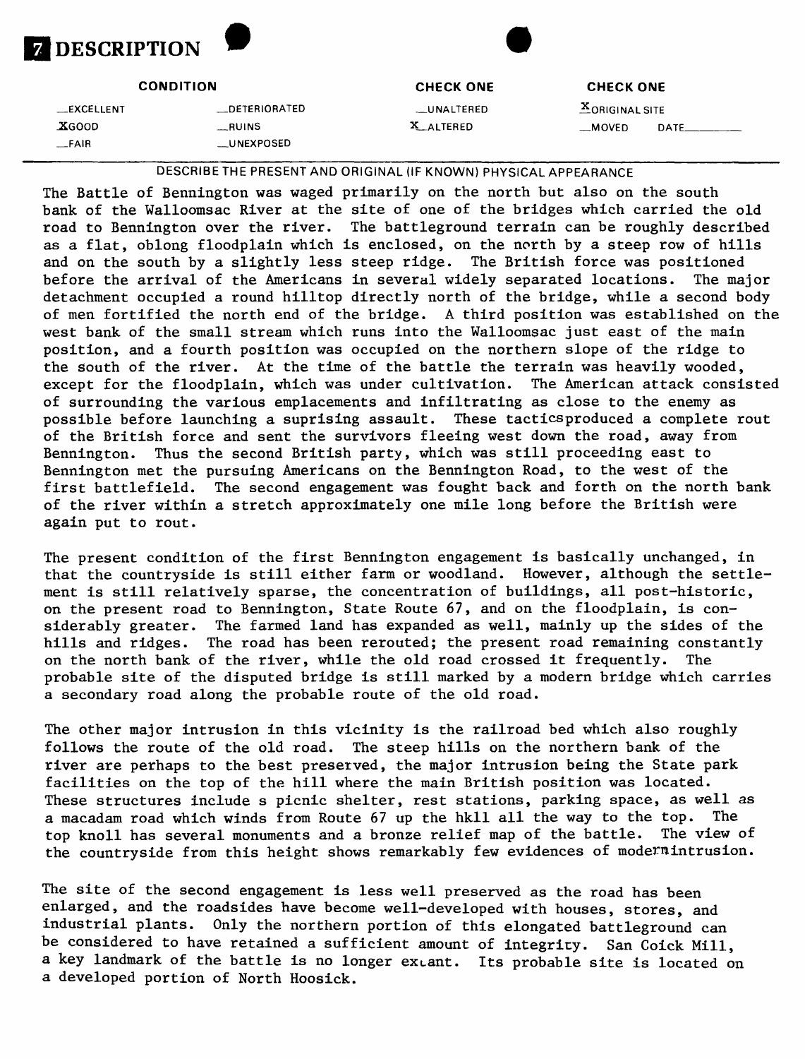# 7 DESCRIPTION

| CONDITION | | CHECK ONE | CHECK ONE |
|---|---|---|---|
| __EXCELLENT | __DETERIORATED | __UNALTERED | X ORIGINAL SITE |
| X GOOD | __RUINS | X ALTERED | __MOVED DATE______ |
| __FAIR | __UNEXPOSED | | |

DESCRIBE THE PRESENT AND ORIGINAL (IF KNOWN) PHYSICAL APPEARANCE

The Battle of Bennington was waged primarily on the north but also on the south bank of the Walloomsac River at the site of one of the bridges which carried the old road to Bennington over the river. The battleground terrain can be roughly described as a flat, oblong floodplain which is enclosed, on the north by a steep row of hills and on the south by a slightly less steep ridge. The British force was positioned before the arrival of the Americans in several widely separated locations. The major detachment occupied a round hilltop directly north of the bridge, while a second body of men fortified the north end of the bridge. A third position was established on the west bank of the small stream which runs into the Walloomsac just east of the main position, and a fourth position was occupied on the northern slope of the ridge to the south of the river. At the time of the battle the terrain was heavily wooded, except for the floodplain, which was under cultivation. The American attack consisted of surrounding the various emplacements and infiltrating as close to the enemy as possible before launching a suprising assault. These tacticsproduced a complete rout of the British force and sent the survivors fleeing west down the road, away from Bennington. Thus the second British party, which was still proceeding east to Bennington met the pursuing Americans on the Bennington Road, to the west of the first battlefield. The second engagement was fought back and forth on the north bank of the river within a stretch approximately one mile long before the British were again put to rout.

The present condition of the first Bennington engagement is basically unchanged, in that the countryside is still either farm or woodland. However, although the settlement is still relatively sparse, the concentration of buildings, all post-historic, on the present road to Bennington, State Route 67, and on the floodplain, is considerably greater. The farmed land has expanded as well, mainly up the sides of the hills and ridges. The road has been rerouted; the present road remaining constantly on the north bank of the river, while the old road crossed it frequently. The probable site of the disputed bridge is still marked by a modern bridge which carries a secondary road along the probable route of the old road.

The other major intrusion in this vicinity is the railroad bed which also roughly follows the route of the old road. The steep hills on the northern bank of the river are perhaps to the best preserved, the major intrusion being the State park facilities on the top of the hill where the main British position was located. These structures include s picnic shelter, rest stations, parking space, as well as a macadam road which winds from Route 67 up the hkll all the way to the top. The top knoll has several monuments and a bronze relief map of the battle. The view of the countryside from this height shows remarkably few evidences of modernintrusion.

The site of the second engagement is less well preserved as the road has been enlarged, and the roadsides have become well-developed with houses, stores, and industrial plants. Only the northern portion of this elongated battleground can be considered to have retained a sufficient amount of integrity. San Coick Mill, a key landmark of the battle is no longer extant. Its probable site is located on a developed portion of North Hoosick.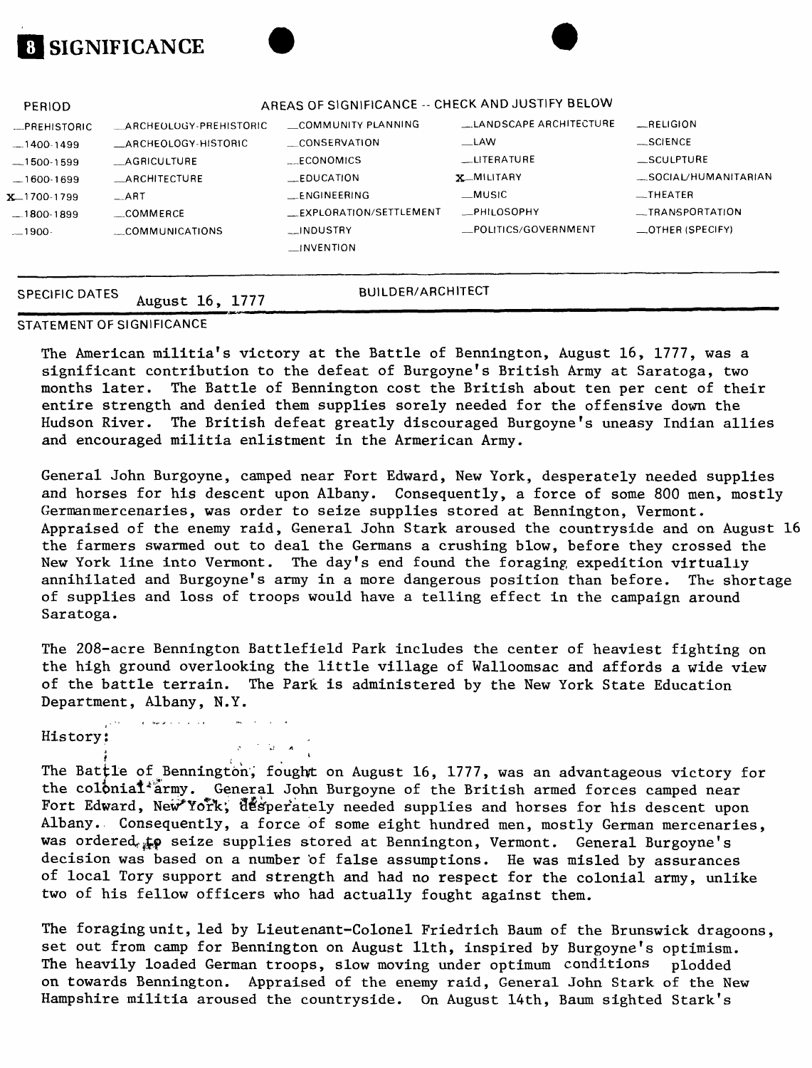# 8 SIGNIFICANCE

| PERIOD | AREAS OF SIGNIFICANCE -- CHECK AND JUSTIFY BELOW | | | |
|---|---|---|---|---|
| __PREHISTORIC | __ARCHEOLOGY-PREHISTORIC | __COMMUNITY PLANNING | __LANDSCAPE ARCHITECTURE | __RELIGION |
| __1400-1499 | __ARCHEOLOGY-HISTORIC | __CONSERVATION | __LAW | __SCIENCE |
| __1500-1599 | __AGRICULTURE | __ECONOMICS | __LITERATURE | __SCULPTURE |
| __1600-1699 | __ARCHITECTURE | __EDUCATION | X_MILITARY | __SOCIAL/HUMANITARIAN |
| X_1700-1799 | __ART | __ENGINEERING | __MUSIC | __THEATER |
| __1800-1899 | __COMMERCE | __EXPLORATION/SETTLEMENT | __PHILOSOPHY | __TRANSPORTATION |
| __1900- | __COMMUNICATIONS | __INDUSTRY | __POLITICS/GOVERNMENT | __OTHER (SPECIFY) |
| | | __INVENTION | | |

SPECIFIC DATES August 16, 1777 BUILDER/ARCHITECT

STATEMENT OF SIGNIFICANCE

The American militia's victory at the Battle of Bennington, August 16, 1777, was a significant contribution to the defeat of Burgoyne's British Army at Saratoga, two months later. The Battle of Bennington cost the British about ten per cent of their entire strength and denied them supplies sorely needed for the offensive down the Hudson River. The British defeat greatly discouraged Burgoyne's uneasy Indian allies and encouraged militia enlistment in the Armerican Army.

General John Burgoyne, camped near Fort Edward, New York, desperately needed supplies and horses for his descent upon Albany. Consequently, a force of some 800 men, mostly Germanmercenaries, was order to seize supplies stored at Bennington, Vermont. Appraised of the enemy raid, General John Stark aroused the countryside and on August 16 the farmers swarmed out to deal the Germans a crushing blow, before they crossed the New York line into Vermont. The day's end found the foraging expedition virtually annihilated and Burgoyne's army in a more dangerous position than before. The shortage of supplies and loss of troops would have a telling effect in the campaign around Saratoga.

The 208-acre Bennington Battlefield Park includes the center of heaviest fighting on the high ground overlooking the little village of Walloomsac and affords a wide view of the battle terrain. The Park is administered by the New York State Education Department, Albany, N.Y.

History:

The Battle of Bennington, fought on August 16, 1777, was an advantageous victory for the colonial army. General John Burgoyne of the British armed forces camped near Fort Edward, New York, desperately needed supplies and horses for his descent upon Albany. Consequently, a force of some eight hundred men, mostly German mercenaries, was ordered to seize supplies stored at Bennington, Vermont. General Burgoyne's decision was based on a number of false assumptions. He was misled by assurances of local Tory support and strength and had no respect for the colonial army, unlike two of his fellow officers who had actually fought against them.

The foraging unit, led by Lieutenant-Colonel Friedrich Baum of the Brunswick dragoons, set out from camp for Bennington on August 11th, inspired by Burgoyne's optimism. The heavily loaded German troops, slow moving under optimum conditions plodded on towards Bennington. Appraised of the enemy raid, General John Stark of the New Hampshire militia aroused the countryside. On August 14th, Baum sighted Stark's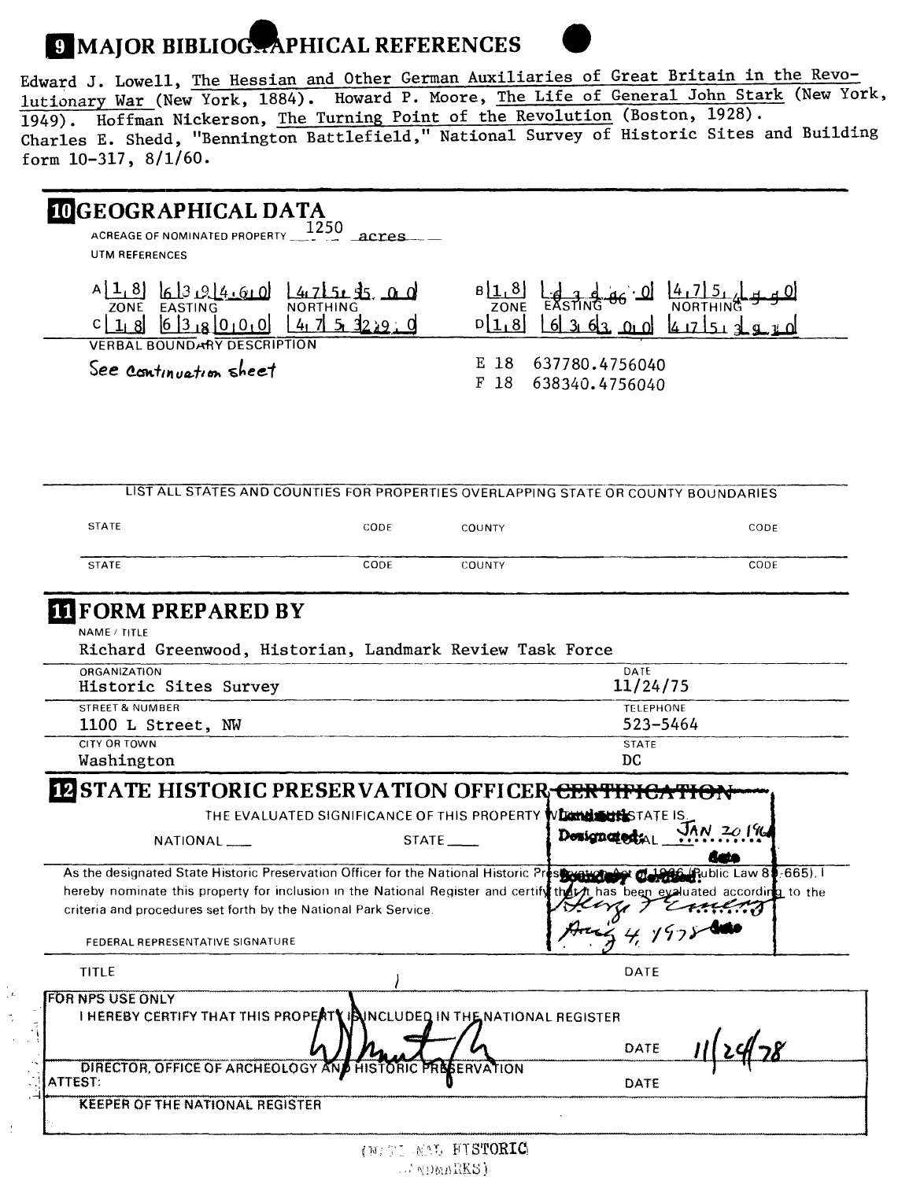## 9 MAJOR BIBLIOGRAPHICAL REFERENCES

Edward J. Lowell, The Hessian and Other German Auxiliaries of Great Britain in the Revolutionary War (New York, 1884). Howard P. Moore, The Life of General John Stark (New York, 1949). Hoffman Nickerson, The Turning Point of the Revolution (Boston, 1928). Charles E. Shedd, "Bennington Battlefield," National Survey of Historic Sites and Building form 10-317, 8/1/60.

## 10 GEOGRAPHICAL DATA

ACREAGE OF NOMINATED PROPERTY 1250 acres

UTM REFERENCES

| | ZONE | EASTING | NORTHING |
|---|---|---|---|
| A | 18 | 639460 | 4751550 |
| B | 18 | 638686 | 4751590 |
| C | 18 | 638000 | 4753290 |
| D | 18 | 636300 | 4751390 |
| E | 18 | 637780 | 4756040 |
| F | 18 | 638340 | 4756040 |

VERBAL BOUNDARY DESCRIPTION

See continuation sheet

LIST ALL STATES AND COUNTIES FOR PROPERTIES OVERLAPPING STATE OR COUNTY BOUNDARIES

| STATE | CODE | COUNTY | CODE |
|---|---|---|---|
| | | | |
| | | | |

## 11 FORM PREPARED BY

NAME / TITLE
Richard Greenwood, Historian, Landmark Review Task Force

ORGANIZATION
Historic Sites Survey

DATE
11/24/75

STREET & NUMBER
1100 L Street, NW

TELEPHONE
523-5464

CITY OR TOWN
Washington

STATE
DC

## 12 STATE HISTORIC PRESERVATION OFFICER ~~CERTIFICATION~~

THE EVALUATED SIGNIFICANCE OF THIS PROPERTY WITHIN THE STATE IS:

NATIONAL ___ STATE ___ LOCAL ___

Landmark Designated: JAN 20 1961
date

As the designated State Historic Preservation Officer for the National Historic Preservation Act of 1966 (Public Law 89-665), I hereby nominate this property for inclusion in the National Register and certify that it has been evaluated according to the criteria and procedures set forth by the National Park Service.

Boundary Certified: [signature]
Aug 4, 1978 date

FEDERAL REPRESENTATIVE SIGNATURE

TITLE

DATE

FOR NPS USE ONLY

I HEREBY CERTIFY THAT THIS PROPERTY IS INCLUDED IN THE NATIONAL REGISTER

[signature]

DATE 11/24/78

DIRECTOR, OFFICE OF ARCHEOLOGY AND HISTORIC PRESERVATION

ATTEST:

DATE

KEEPER OF THE NATIONAL REGISTER

(NATIONAL HISTORIC LANDMARKS)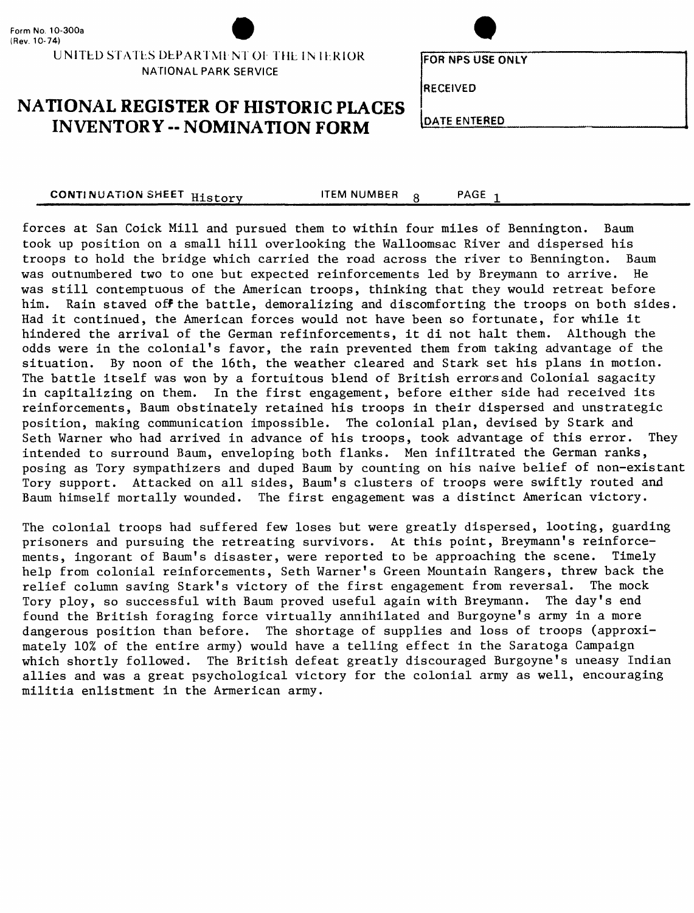Form No. 10-300a
(Rev. 10-74)

UNITED STATES DEPARTMENT OF THE INTERIOR
NATIONAL PARK SERVICE

# NATIONAL REGISTER OF HISTORIC PLACES INVENTORY -- NOMINATION FORM

| FOR NPS USE ONLY |
|---|
| RECEIVED |
| DATE ENTERED |

**CONTINUATION SHEET** History **ITEM NUMBER** 8 **PAGE** 1

forces at San Coick Mill and pursued them to within four miles of Bennington. Baum took up position on a small hill overlooking the Walloomsac River and dispersed his troops to hold the bridge which carried the road across the river to Bennington. Baum was outnumbered two to one but expected reinforcements led by Breymann to arrive. He was still contemptuous of the American troops, thinking that they would retreat before him. Rain staved off the battle, demoralizing and discomforting the troops on both sides. Had it continued, the American forces would not have been so fortunate, for while it hindered the arrival of the German refinforcements, it di not halt them. Although the odds were in the colonial's favor, the rain prevented them from taking advantage of the situation. By noon of the 16th, the weather cleared and Stark set his plans in motion. The battle itself was won by a fortuitous blend of British errors and Colonial sagacity in capitalizing on them. In the first engagement, before either side had received its reinforcements, Baum obstinately retained his troops in their dispersed and unstrategic position, making communication impossible. The colonial plan, devised by Stark and Seth Warner who had arrived in advance of his troops, took advantage of this error. They intended to surround Baum, enveloping both flanks. Men infiltrated the German ranks, posing as Tory sympathizers and duped Baum by counting on his naive belief of non-existant Tory support. Attacked on all sides, Baum's clusters of troops were swiftly routed and Baum himself mortally wounded. The first engagement was a distinct American victory.

The colonial troops had suffered few loses but were greatly dispersed, looting, guarding prisoners and pursuing the retreating survivors. At this point, Breymann's reinforcements, ingorant of Baum's disaster, were reported to be approaching the scene. Timely help from colonial reinforcements, Seth Warner's Green Mountain Rangers, threw back the relief column saving Stark's victory of the first engagement from reversal. The mock Tory ploy, so successful with Baum proved useful again with Breymann. The day's end found the British foraging force virtually annihilated and Burgoyne's army in a more dangerous position than before. The shortage of supplies and loss of troops (approximately 10% of the entire army) would have a telling effect in the Saratoga Campaign which shortly followed. The British defeat greatly discouraged Burgoyne's uneasy Indian allies and was a great psychological victory for the colonial army as well, encouraging militia enlistment in the Armerican army.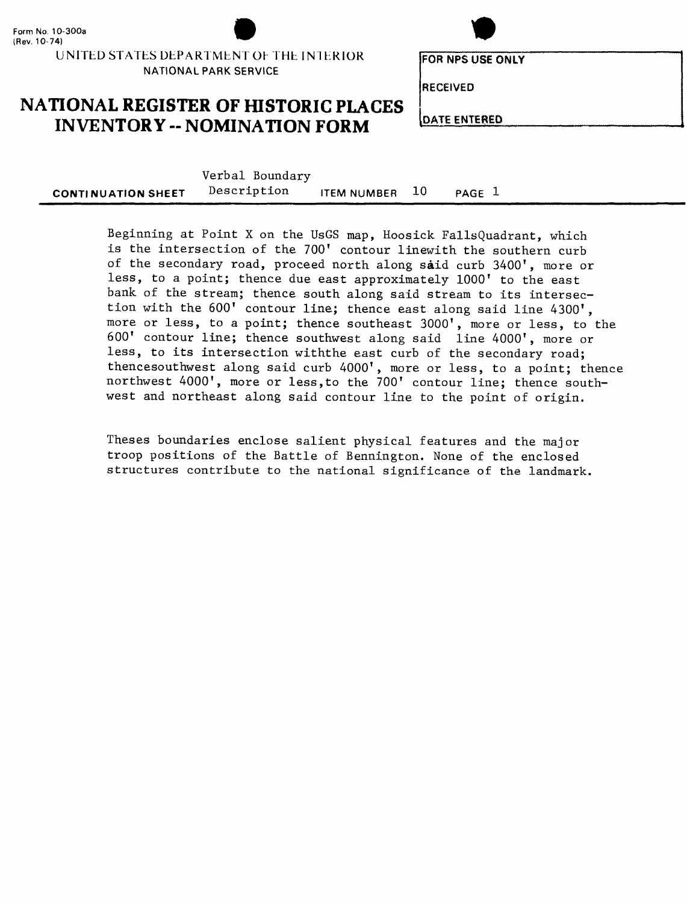Form No. 10-300a
(Rev. 10-74)

UNITED STATES DEPARTMENT OF THE INTERIOR
NATIONAL PARK SERVICE

# NATIONAL REGISTER OF HISTORIC PLACES INVENTORY -- NOMINATION FORM

| FOR NPS USE ONLY |
|---|
| RECEIVED |
| DATE ENTERED |

**CONTINUATION SHEET** Verbal Boundary Description **ITEM NUMBER** 10 **PAGE** 1

Beginning at Point X on the UsGS map, Hoosick FallsQuadrant, which is the intersection of the 700' contour linewith the southern curb of the secondary road, proceed north along said curb 3400', more or less, to a point; thence due east approximately 1000' to the east bank of the stream; thence south along said stream to its intersection with the 600' contour line; thence east along said line 4300', more or less, to a point; thence southeast 3000', more or less, to the 600' contour line; thence southwest along said line 4000', more or less, to its intersection withthe east curb of the secondary road; thencesouthwest along said curb 4000', more or less, to a point; thence northwest 4000', more or less,to the 700' contour line; thence southwest and northeast along said contour line to the point of origin.

Theses boundaries enclose salient physical features and the major troop positions of the Battle of Bennington. None of the enclosed structures contribute to the national significance of the landmark.